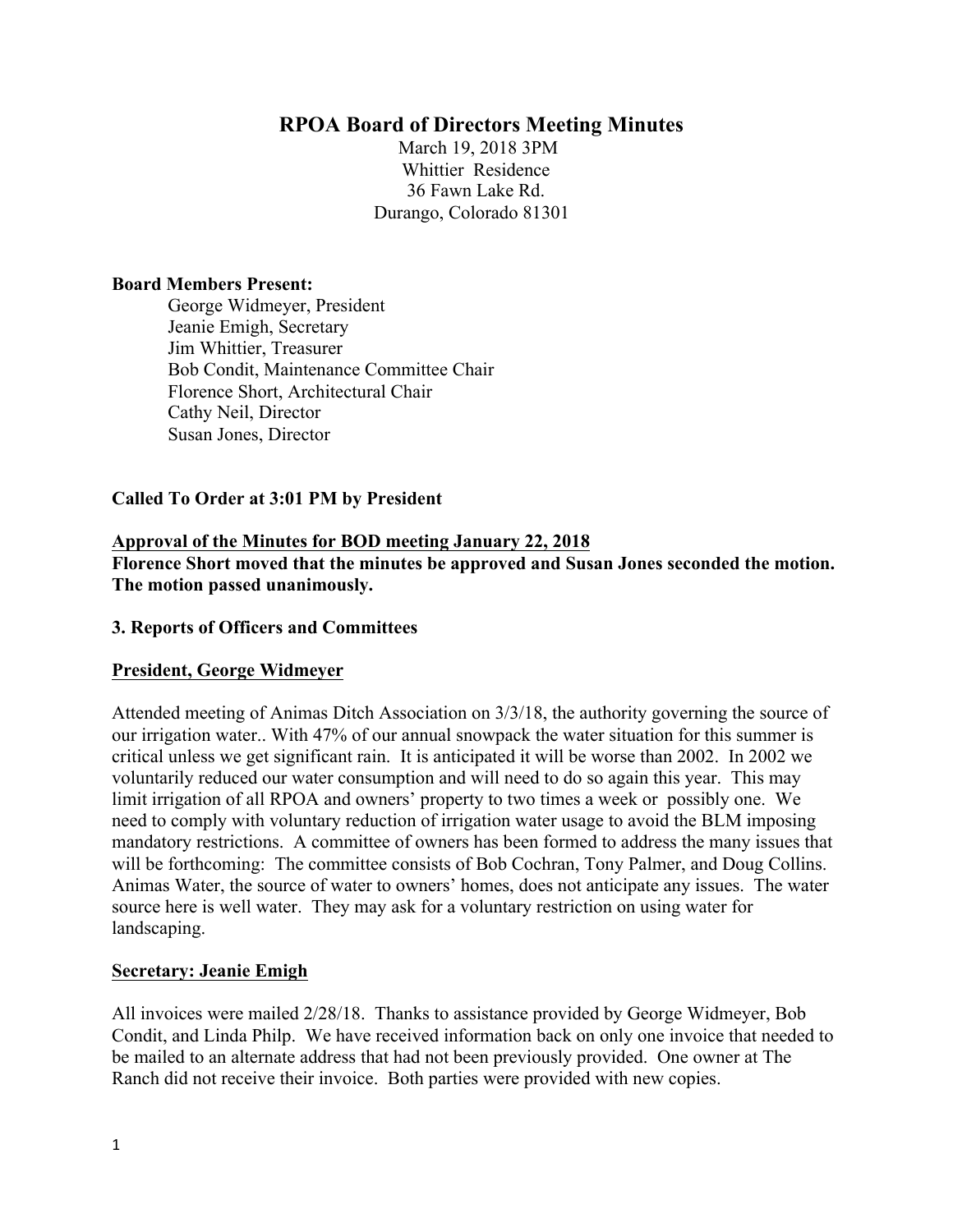# RPOA Board of Directors Meeting Minutes

March 19, 2018 3PM
Whittier Residence
36 Fawn Lake Rd.
Durango, Colorado 81301

**Board Members Present:**

George Widmeyer, President
Jeanie Emigh, Secretary
Jim Whittier, Treasurer
Bob Condit, Maintenance Committee Chair
Florence Short, Architectural Chair
Cathy Neil, Director
Susan Jones, Director

**Called To Order at 3:01 PM by President**

**Approval of the Minutes for BOD meeting January 22, 2018**

**Florence Short moved that the minutes be approved and Susan Jones seconded the motion. The motion passed unanimously.**

**3. Reports of Officers and Committees**

**President, George Widmeyer**

Attended meeting of Animas Ditch Association on 3/3/18, the authority governing the source of our irrigation water.. With 47% of our annual snowpack the water situation for this summer is critical unless we get significant rain. It is anticipated it will be worse than 2002. In 2002 we voluntarily reduced our water consumption and will need to do so again this year. This may limit irrigation of all RPOA and owners' property to two times a week or possibly one. We need to comply with voluntary reduction of irrigation water usage to avoid the BLM imposing mandatory restrictions. A committee of owners has been formed to address the many issues that will be forthcoming: The committee consists of Bob Cochran, Tony Palmer, and Doug Collins. Animas Water, the source of water to owners' homes, does not anticipate any issues. The water source here is well water. They may ask for a voluntary restriction on using water for landscaping.

**Secretary: Jeanie Emigh**

All invoices were mailed 2/28/18. Thanks to assistance provided by George Widmeyer, Bob Condit, and Linda Philp. We have received information back on only one invoice that needed to be mailed to an alternate address that had not been previously provided. One owner at The Ranch did not receive their invoice. Both parties were provided with new copies.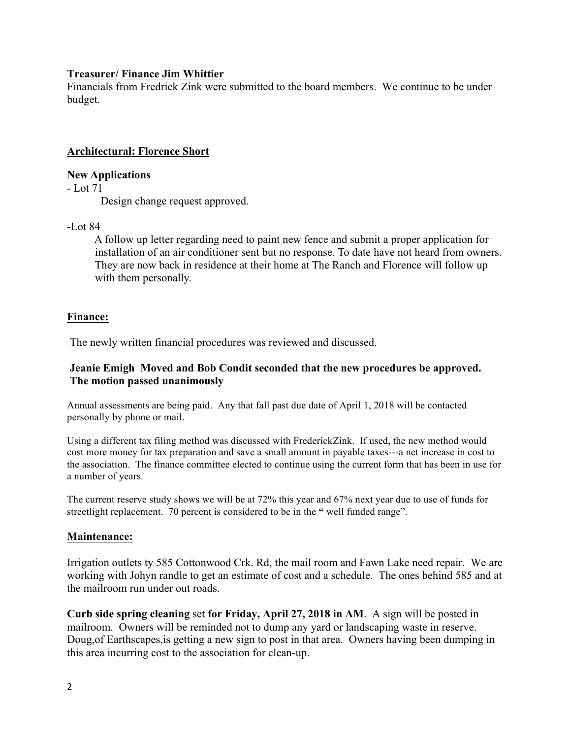**Treasurer/ Finance Jim Whittier**

Financials from Fredrick Zink were submitted to the board members. We continue to be under budget.

**Architectural: Florence Short**

**New Applications**

- Lot 71

  Design change request approved.

-Lot 84

  A follow up letter regarding need to paint new fence and submit a proper application for installation of an air conditioner sent but no response. To date have not heard from owners. They are now back in residence at their home at The Ranch and Florence will follow up with them personally.

**Finance:**

The newly written financial procedures was reviewed and discussed.

**Jeanie Emigh Moved and Bob Condit seconded that the new procedures be approved. The motion passed unanimously**

Annual assessments are being paid. Any that fall past due date of April 1, 2018 will be contacted personally by phone or mail.

Using a different tax filing method was discussed with FrederickZink. If used, the new method would cost more money for tax preparation and save a small amount in payable taxes---a net increase in cost to the association. The finance committee elected to continue using the current form that has been in use for a number of years.

The current reserve study shows we will be at 72% this year and 67% next year due to use of funds for streetlight replacement. 70 percent is considered to be in the " well funded range".

**Maintenance:**

Irrigation outlets ty 585 Cottonwood Crk. Rd, the mail room and Fawn Lake need repair. We are working with Johyn randle to get an estimate of cost and a schedule. The ones behind 585 and at the mailroom run under out roads.

**Curb side spring cleaning** set **for Friday, April 27, 2018 in AM**. A sign will be posted in mailroom. Owners will be reminded not to dump any yard or landscaping waste in reserve. Doug,of Earthscapes,is getting a new sign to post in that area. Owners having been dumping in this area incurring cost to the association for clean-up.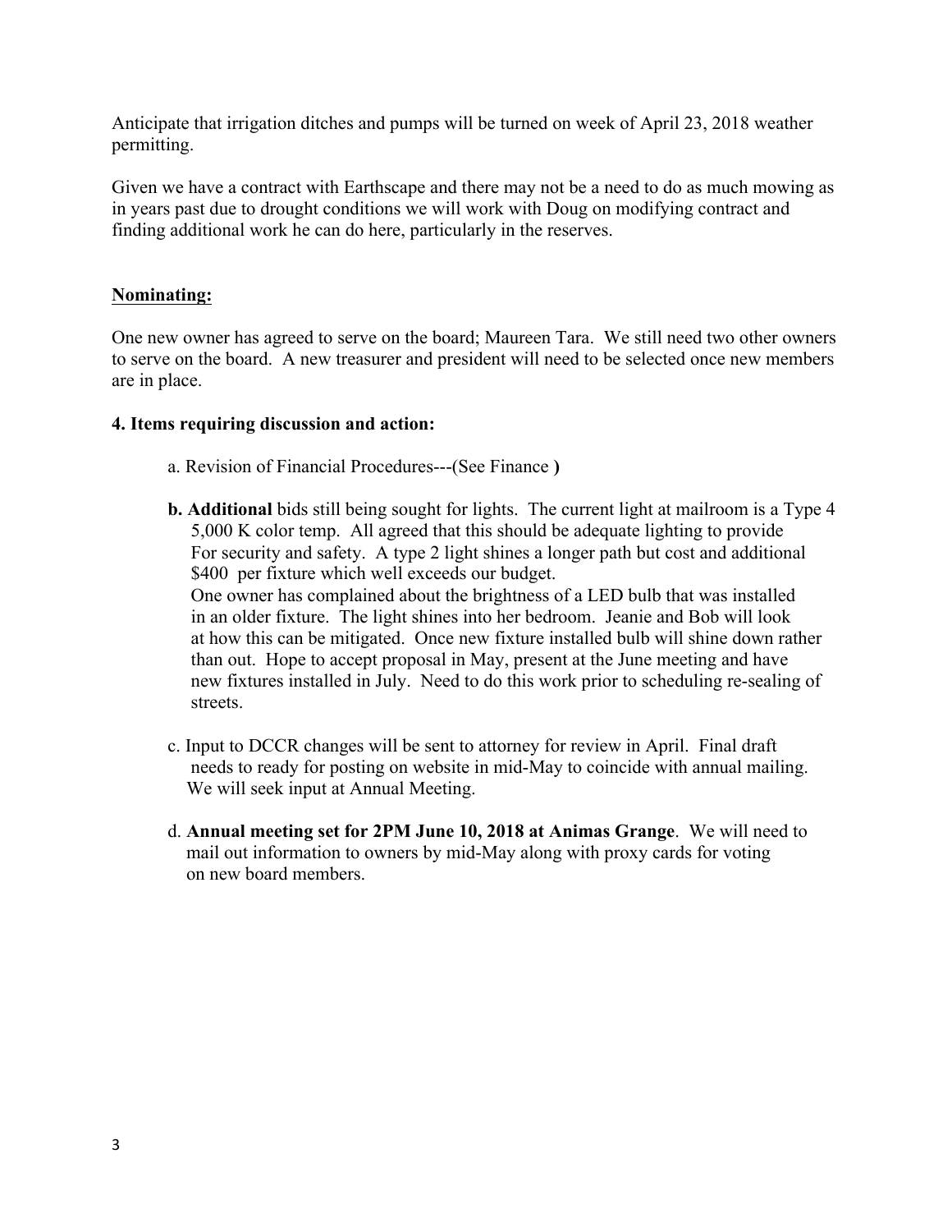Anticipate that irrigation ditches and pumps will be turned on week of April 23, 2018 weather permitting.

Given we have a contract with Earthscape and there may not be a need to do as much mowing as in years past due to drought conditions we will work with Doug on modifying contract and finding additional work he can do here, particularly in the reserves.

**Nominating:**

One new owner has agreed to serve on the board; Maureen Tara. We still need two other owners to serve on the board. A new treasurer and president will need to be selected once new members are in place.

**4. Items requiring discussion and action:**

a. Revision of Financial Procedures---(See Finance **)**

**b. Additional** bids still being sought for lights. The current light at mailroom is a Type 4 5,000 K color temp. All agreed that this should be adequate lighting to provide For security and safety. A type 2 light shines a longer path but cost and additional $400 per fixture which well exceeds our budget.
One owner has complained about the brightness of a LED bulb that was installed in an older fixture. The light shines into her bedroom. Jeanie and Bob will look at how this can be mitigated. Once new fixture installed bulb will shine down rather than out. Hope to accept proposal in May, present at the June meeting and have new fixtures installed in July. Need to do this work prior to scheduling re-sealing of streets.

c. Input to DCCR changes will be sent to attorney for review in April. Final draft needs to ready for posting on website in mid-May to coincide with annual mailing. We will seek input at Annual Meeting.

d. **Annual meeting set for 2PM June 10, 2018 at Animas Grange**. We will need to mail out information to owners by mid-May along with proxy cards for voting on new board members.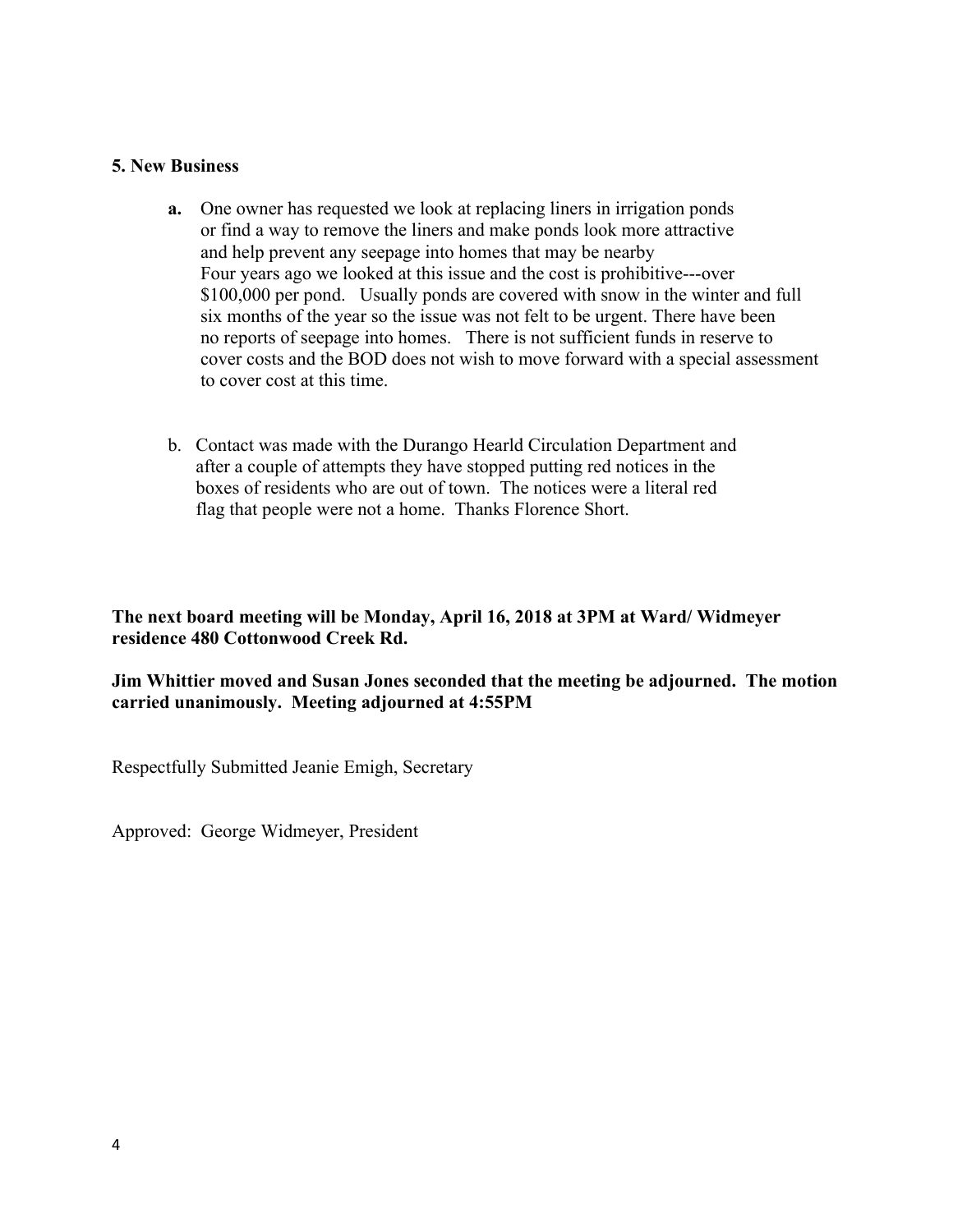**5. New Business**

**a.** One owner has requested we look at replacing liners in irrigation ponds or find a way to remove the liners and make ponds look more attractive and help prevent any seepage into homes that may be nearby Four years ago we looked at this issue and the cost is prohibitive---over $100,000 per pond. Usually ponds are covered with snow in the winter and full six months of the year so the issue was not felt to be urgent. There have been no reports of seepage into homes. There is not sufficient funds in reserve to cover costs and the BOD does not wish to move forward with a special assessment to cover cost at this time.

b. Contact was made with the Durango Hearld Circulation Department and after a couple of attempts they have stopped putting red notices in the boxes of residents who are out of town. The notices were a literal red flag that people were not a home. Thanks Florence Short.

**The next board meeting will be Monday, April 16, 2018 at 3PM at Ward/ Widmeyer residence 480 Cottonwood Creek Rd.**

**Jim Whittier moved and Susan Jones seconded that the meeting be adjourned. The motion carried unanimously. Meeting adjourned at 4:55PM**

Respectfully Submitted Jeanie Emigh, Secretary

Approved: George Widmeyer, President